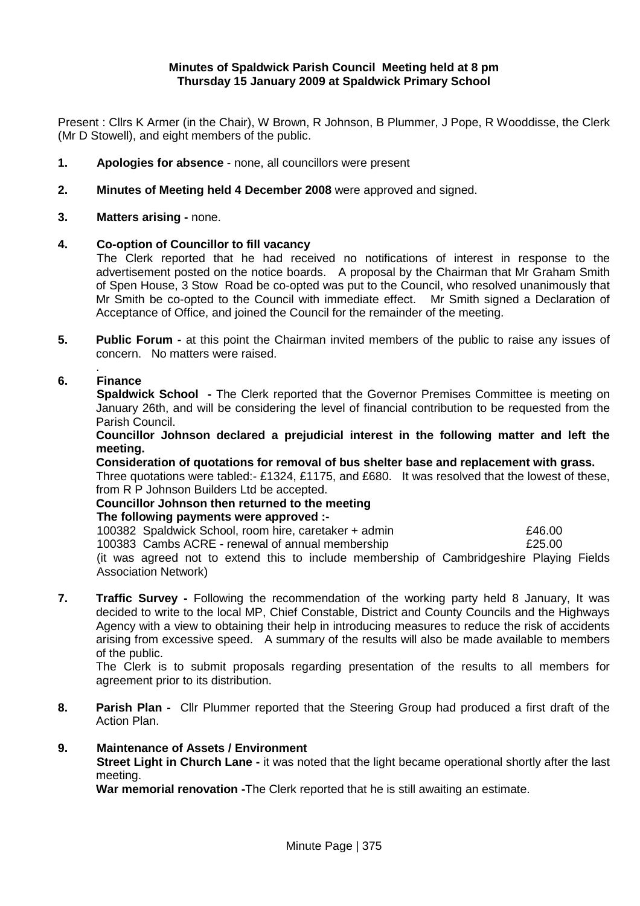**Minutes of Spaldwick Parish Council Meeting held at 8 pm**
**Thursday 15 January 2009 at Spaldwick Primary School**

Present : Cllrs K Armer (in the Chair), W Brown, R Johnson, B Plummer, J Pope, R Wooddisse, the Clerk (Mr D Stowell), and eight members of the public.

1. **Apologies for absence** - none, all councillors were present

2. **Minutes of Meeting held 4 December 2008** were approved and signed.

3. **Matters arising -** none.

4. **Co-option of Councillor to fill vacancy**
   The Clerk reported that he had received no notifications of interest in response to the advertisement posted on the notice boards. A proposal by the Chairman that Mr Graham Smith of Spen House, 3 Stow Road be co-opted was put to the Council, who resolved unanimously that Mr Smith be co-opted to the Council with immediate effect. Mr Smith signed a Declaration of Acceptance of Office, and joined the Council for the remainder of the meeting.

5. **Public Forum -** at this point the Chairman invited members of the public to raise any issues of concern. No matters were raised.

6. **Finance**
   **Spaldwick School -** The Clerk reported that the Governor Premises Committee is meeting on January 26th, and will be considering the level of financial contribution to be requested from the Parish Council.
   **Councillor Johnson declared a prejudicial interest in the following matter and left the meeting.**
   **Consideration of quotations for removal of bus shelter base and replacement with grass.**
   Three quotations were tabled:- £1324, £1175, and £680. It was resolved that the lowest of these, from R P Johnson Builders Ltd be accepted.
   **Councillor Johnson then returned to the meeting**
   **The following payments were approved :-**

   | | |
   |---|---|
   | 100382 Spaldwick School, room hire, caretaker + admin | £46.00 |
   | 100383 Cambs ACRE - renewal of annual membership | £25.00 |

   (it was agreed not to extend this to include membership of Cambridgeshire Playing Fields Association Network)

7. **Traffic Survey -** Following the recommendation of the working party held 8 January, It was decided to write to the local MP, Chief Constable, District and County Councils and the Highways Agency with a view to obtaining their help in introducing measures to reduce the risk of accidents arising from excessive speed. A summary of the results will also be made available to members of the public.
   The Clerk is to submit proposals regarding presentation of the results to all members for agreement prior to its distribution.

8. **Parish Plan -** Cllr Plummer reported that the Steering Group had produced a first draft of the Action Plan.

9. **Maintenance of Assets / Environment**
   **Street Light in Church Lane -** it was noted that the light became operational shortly after the last meeting.
   **War memorial renovation -**The Clerk reported that he is still awaiting an estimate.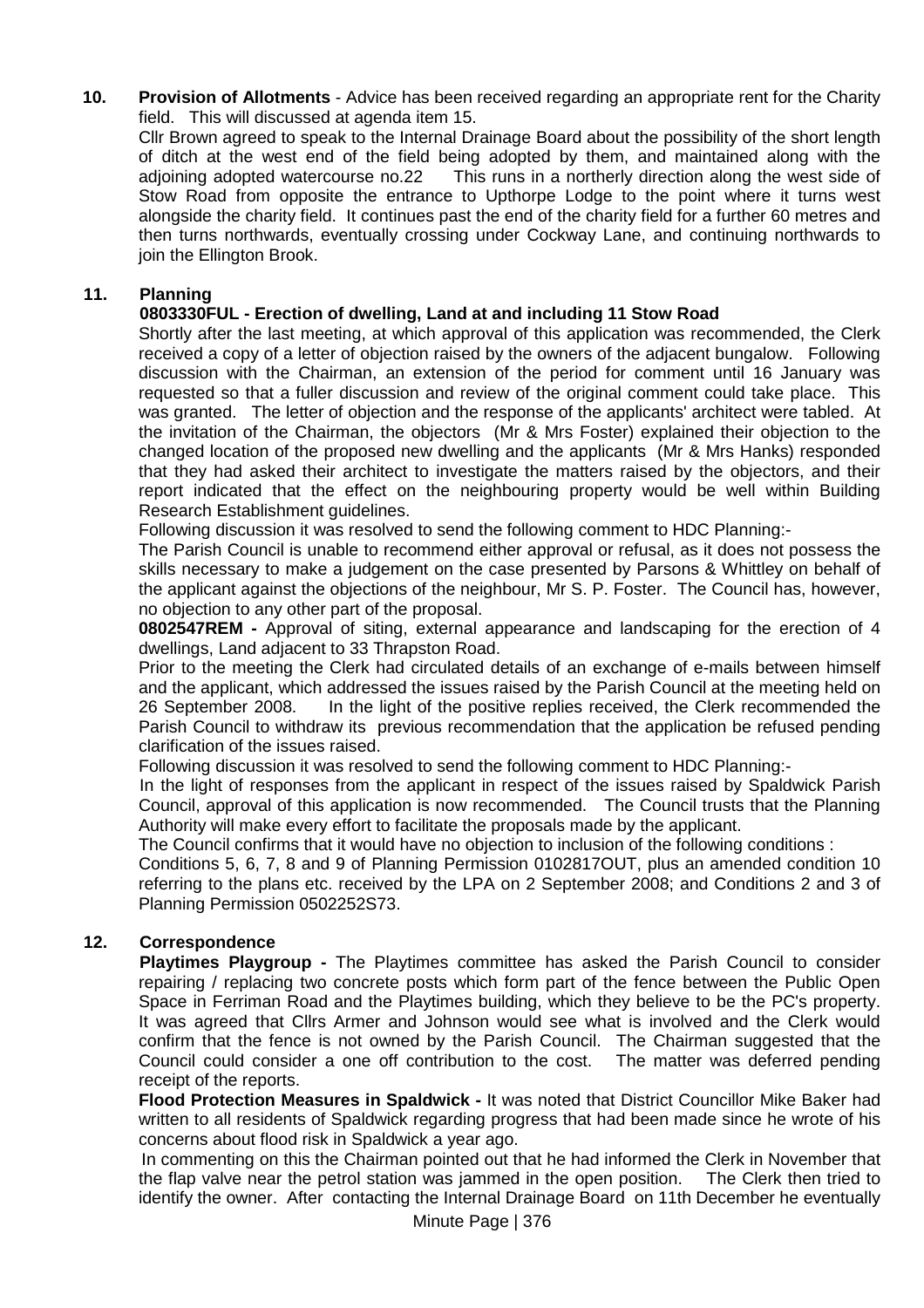**10. Provision of Allotments** - Advice has been received regarding an appropriate rent for the Charity field. This will discussed at agenda item 15.

Cllr Brown agreed to speak to the Internal Drainage Board about the possibility of the short length of ditch at the west end of the field being adopted by them, and maintained along with the adjoining adopted watercourse no.22 This runs in a northerly direction along the west side of Stow Road from opposite the entrance to Upthorpe Lodge to the point where it turns west alongside the charity field. It continues past the end of the charity field for a further 60 metres and then turns northwards, eventually crossing under Cockway Lane, and continuing northwards to join the Ellington Brook.

**11. Planning**

**0803330FUL - Erection of dwelling, Land at and including 11 Stow Road**

Shortly after the last meeting, at which approval of this application was recommended, the Clerk received a copy of a letter of objection raised by the owners of the adjacent bungalow. Following discussion with the Chairman, an extension of the period for comment until 16 January was requested so that a fuller discussion and review of the original comment could take place. This was granted. The letter of objection and the response of the applicants' architect were tabled. At the invitation of the Chairman, the objectors (Mr & Mrs Foster) explained their objection to the changed location of the proposed new dwelling and the applicants (Mr & Mrs Hanks) responded that they had asked their architect to investigate the matters raised by the objectors, and their report indicated that the effect on the neighbouring property would be well within Building Research Establishment guidelines.

Following discussion it was resolved to send the following comment to HDC Planning:-

The Parish Council is unable to recommend either approval or refusal, as it does not possess the skills necessary to make a judgement on the case presented by Parsons & Whittley on behalf of the applicant against the objections of the neighbour, Mr S. P. Foster. The Council has, however, no objection to any other part of the proposal.

**0802547REM -** Approval of siting, external appearance and landscaping for the erection of 4 dwellings, Land adjacent to 33 Thrapston Road.

Prior to the meeting the Clerk had circulated details of an exchange of e-mails between himself and the applicant, which addressed the issues raised by the Parish Council at the meeting held on 26 September 2008. In the light of the positive replies received, the Clerk recommended the Parish Council to withdraw its previous recommendation that the application be refused pending clarification of the issues raised.

Following discussion it was resolved to send the following comment to HDC Planning:-

In the light of responses from the applicant in respect of the issues raised by Spaldwick Parish Council, approval of this application is now recommended. The Council trusts that the Planning Authority will make every effort to facilitate the proposals made by the applicant.

The Council confirms that it would have no objection to inclusion of the following conditions :

Conditions 5, 6, 7, 8 and 9 of Planning Permission 0102817OUT, plus an amended condition 10 referring to the plans etc. received by the LPA on 2 September 2008; and Conditions 2 and 3 of Planning Permission 0502252S73.

**12. Correspondence**

**Playtimes Playgroup -** The Playtimes committee has asked the Parish Council to consider repairing / replacing two concrete posts which form part of the fence between the Public Open Space in Ferriman Road and the Playtimes building, which they believe to be the PC's property. It was agreed that Cllrs Armer and Johnson would see what is involved and the Clerk would confirm that the fence is not owned by the Parish Council. The Chairman suggested that the Council could consider a one off contribution to the cost. The matter was deferred pending receipt of the reports.

**Flood Protection Measures in Spaldwick -** It was noted that District Councillor Mike Baker had written to all residents of Spaldwick regarding progress that had been made since he wrote of his concerns about flood risk in Spaldwick a year ago.

In commenting on this the Chairman pointed out that he had informed the Clerk in November that the flap valve near the petrol station was jammed in the open position. The Clerk then tried to identify the owner. After contacting the Internal Drainage Board on 11th December he eventually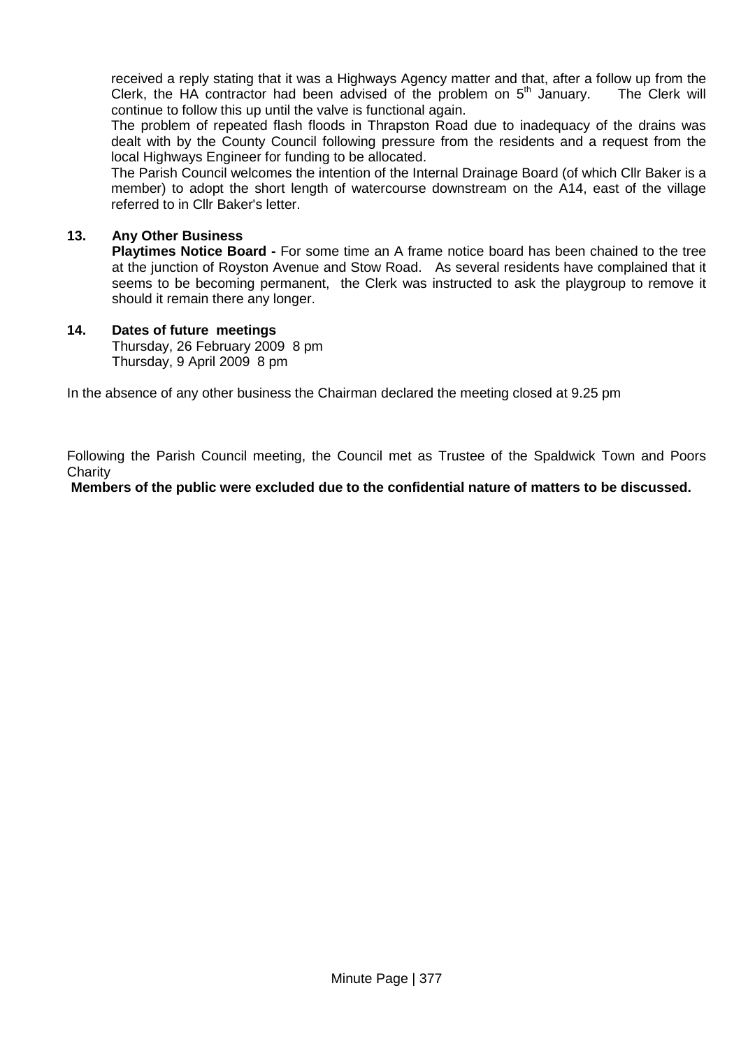received a reply stating that it was a Highways Agency matter and that, after a follow up from the Clerk, the HA contractor had been advised of the problem on 5th January. The Clerk will continue to follow this up until the valve is functional again.

The problem of repeated flash floods in Thrapston Road due to inadequacy of the drains was dealt with by the County Council following pressure from the residents and a request from the local Highways Engineer for funding to be allocated.

The Parish Council welcomes the intention of the Internal Drainage Board (of which Cllr Baker is a member) to adopt the short length of watercourse downstream on the A14, east of the village referred to in Cllr Baker's letter.

**13. Any Other Business**

**Playtimes Notice Board -** For some time an A frame notice board has been chained to the tree at the junction of Royston Avenue and Stow Road. As several residents have complained that it seems to be becoming permanent, the Clerk was instructed to ask the playgroup to remove it should it remain there any longer.

**14. Dates of future meetings**

Thursday, 26 February 2009 8 pm
Thursday, 9 April 2009 8 pm

In the absence of any other business the Chairman declared the meeting closed at 9.25 pm

Following the Parish Council meeting, the Council met as Trustee of the Spaldwick Town and Poors Charity

**Members of the public were excluded due to the confidential nature of matters to be discussed.**

Minute Page | 377